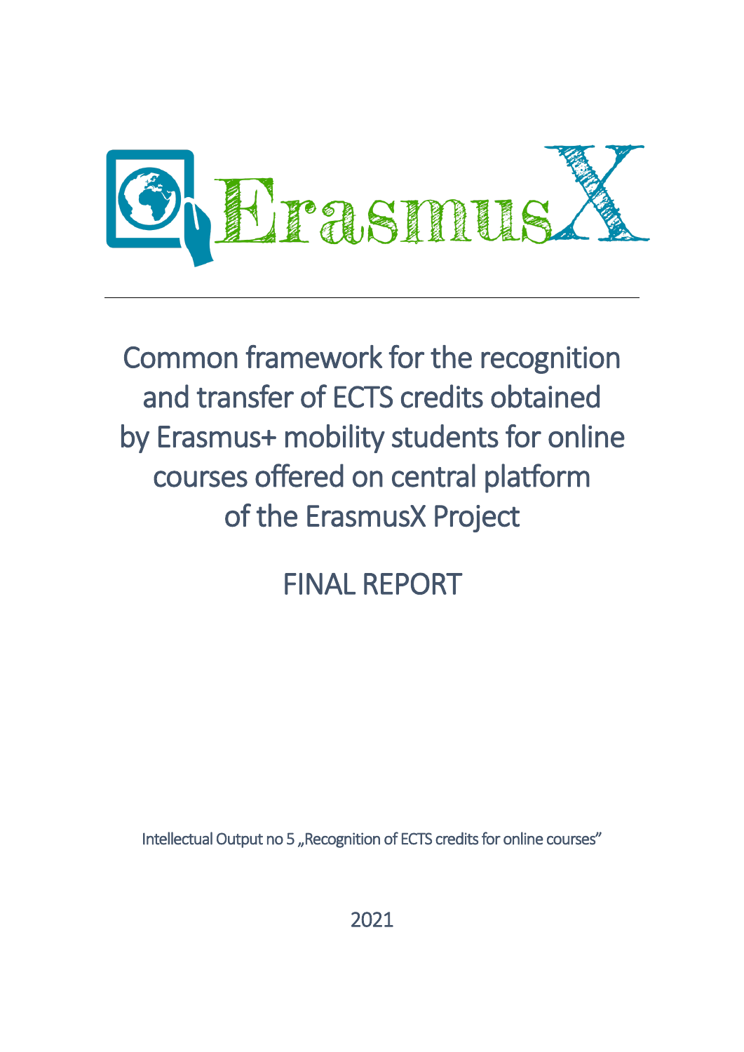ErasmusX

# Common framework for the recognition and transfer of ECTS credits obtained by Erasmus+ mobility students for online courses offered on central platform of the ErasmusX Project

# FINAL REPORT

Intellectual Output no 5 „Recognition of ECTS credits for online courses"

2021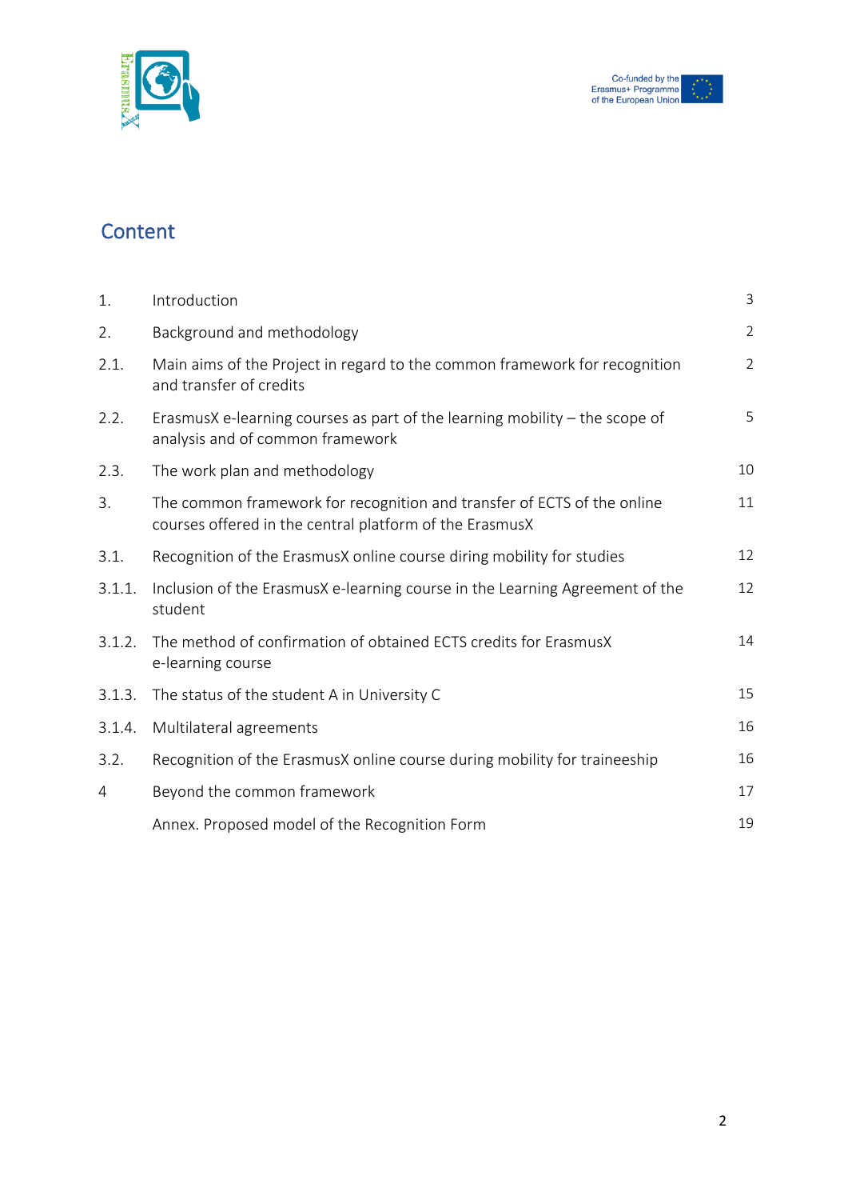# Content

| | | |
|---|---|---|
| 1. | Introduction | 3 |
| 2. | Background and methodology | 2 |
| 2.1. | Main aims of the Project in regard to the common framework for recognition and transfer of credits | 2 |
| 2.2. | ErasmusX e-learning courses as part of the learning mobility – the scope of analysis and of common framework | 5 |
| 2.3. | The work plan and methodology | 10 |
| 3. | The common framework for recognition and transfer of ECTS of the online courses offered in the central platform of the ErasmusX | 11 |
| 3.1. | Recognition of the ErasmusX online course diring mobility for studies | 12 |
| 3.1.1. | Inclusion of the ErasmusX e-learning course in the Learning Agreement of the student | 12 |
| 3.1.2. | The method of confirmation of obtained ECTS credits for ErasmusX e-learning course | 14 |
| 3.1.3. | The status of the student A in University C | 15 |
| 3.1.4. | Multilateral agreements | 16 |
| 3.2. | Recognition of the ErasmusX online course during mobility for traineeship | 16 |
| 4 | Beyond the common framework | 17 |
| | Annex. Proposed model of the Recognition Form | 19 |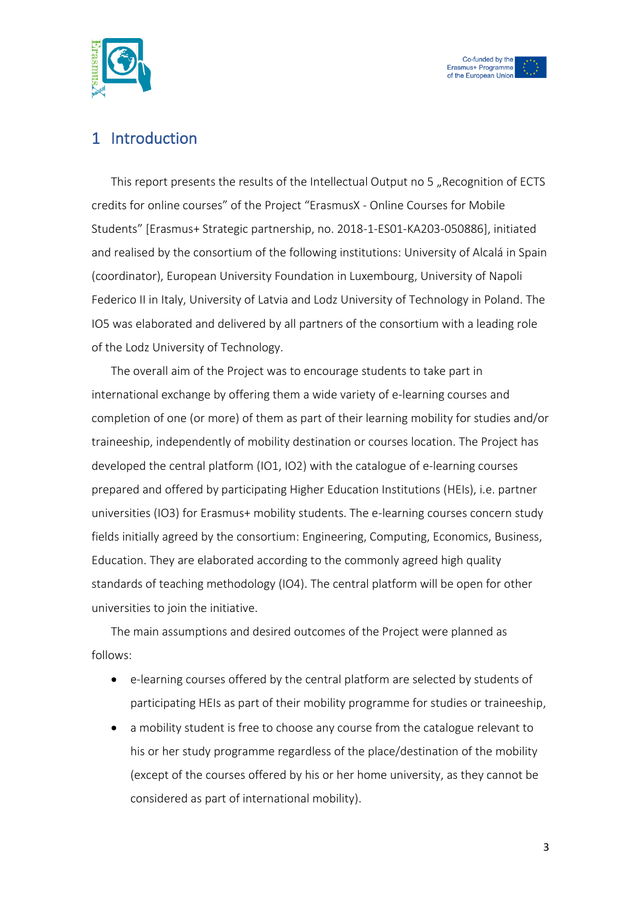# 1 Introduction

This report presents the results of the Intellectual Output no 5 „Recognition of ECTS credits for online courses" of the Project "ErasmusX - Online Courses for Mobile Students" [Erasmus+ Strategic partnership, no. 2018-1-ES01-KA203-050886], initiated and realised by the consortium of the following institutions: University of Alcalá in Spain (coordinator), European University Foundation in Luxembourg, University of Napoli Federico II in Italy, University of Latvia and Lodz University of Technology in Poland. The IO5 was elaborated and delivered by all partners of the consortium with a leading role of the Lodz University of Technology.

The overall aim of the Project was to encourage students to take part in international exchange by offering them a wide variety of e-learning courses and completion of one (or more) of them as part of their learning mobility for studies and/or traineeship, independently of mobility destination or courses location. The Project has developed the central platform (IO1, IO2) with the catalogue of e-learning courses prepared and offered by participating Higher Education Institutions (HEIs), i.e. partner universities (IO3) for Erasmus+ mobility students. The e-learning courses concern study fields initially agreed by the consortium: Engineering, Computing, Economics, Business, Education. They are elaborated according to the commonly agreed high quality standards of teaching methodology (IO4). The central platform will be open for other universities to join the initiative.

The main assumptions and desired outcomes of the Project were planned as follows:

- e-learning courses offered by the central platform are selected by students of participating HEIs as part of their mobility programme for studies or traineeship,
- a mobility student is free to choose any course from the catalogue relevant to his or her study programme regardless of the place/destination of the mobility (except of the courses offered by his or her home university, as they cannot be considered as part of international mobility).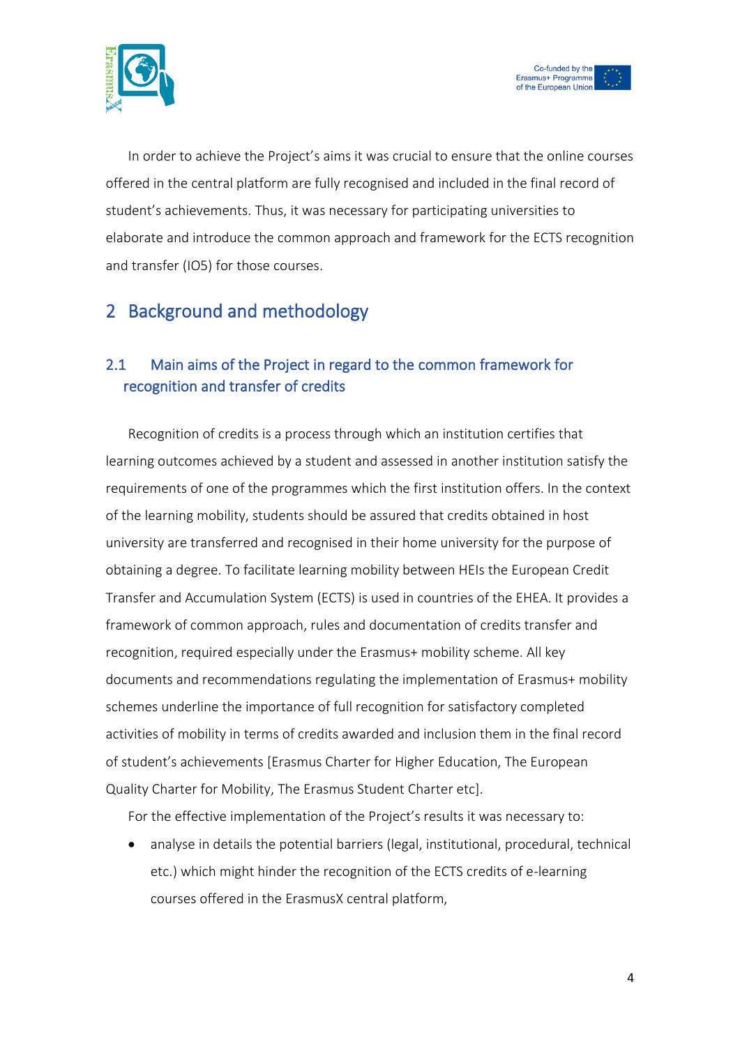In order to achieve the Project's aims it was crucial to ensure that the online courses offered in the central platform are fully recognised and included in the final record of student's achievements. Thus, it was necessary for participating universities to elaborate and introduce the common approach and framework for the ECTS recognition and transfer (IO5) for those courses.

# 2 Background and methodology

## 2.1 Main aims of the Project in regard to the common framework for recognition and transfer of credits

Recognition of credits is a process through which an institution certifies that learning outcomes achieved by a student and assessed in another institution satisfy the requirements of one of the programmes which the first institution offers. In the context of the learning mobility, students should be assured that credits obtained in host university are transferred and recognised in their home university for the purpose of obtaining a degree. To facilitate learning mobility between HEIs the European Credit Transfer and Accumulation System (ECTS) is used in countries of the EHEA. It provides a framework of common approach, rules and documentation of credits transfer and recognition, required especially under the Erasmus+ mobility scheme. All key documents and recommendations regulating the implementation of Erasmus+ mobility schemes underline the importance of full recognition for satisfactory completed activities of mobility in terms of credits awarded and inclusion them in the final record of student's achievements [Erasmus Charter for Higher Education, The European Quality Charter for Mobility, The Erasmus Student Charter etc].

For the effective implementation of the Project's results it was necessary to:

- analyse in details the potential barriers (legal, institutional, procedural, technical etc.) which might hinder the recognition of the ECTS credits of e-learning courses offered in the ErasmusX central platform,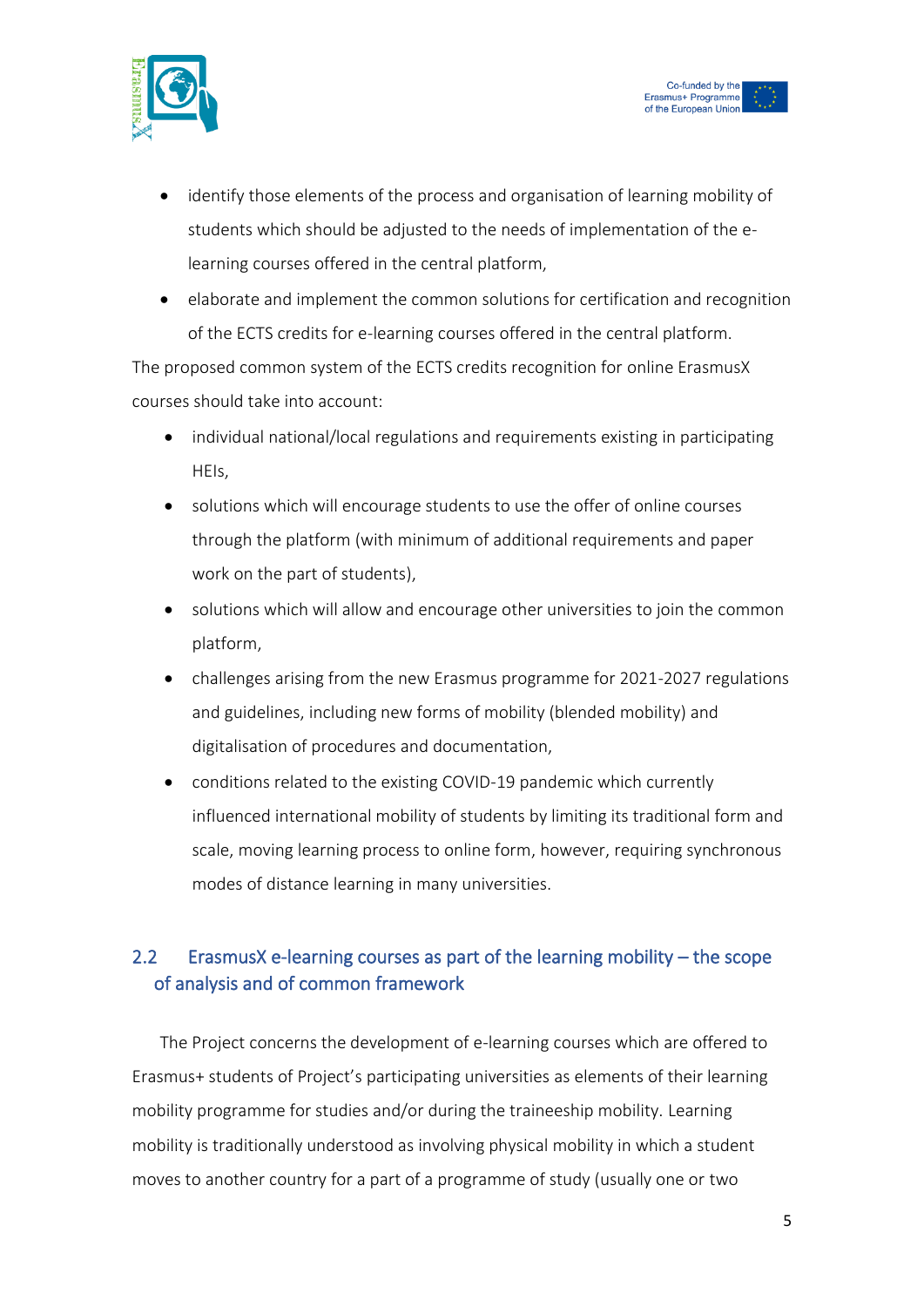- identify those elements of the process and organisation of learning mobility of students which should be adjusted to the needs of implementation of the e-learning courses offered in the central platform,
- elaborate and implement the common solutions for certification and recognition of the ECTS credits for e-learning courses offered in the central platform.

The proposed common system of the ECTS credits recognition for online ErasmusX courses should take into account:

- individual national/local regulations and requirements existing in participating HEIs,
- solutions which will encourage students to use the offer of online courses through the platform (with minimum of additional requirements and paper work on the part of students),
- solutions which will allow and encourage other universities to join the common platform,
- challenges arising from the new Erasmus programme for 2021-2027 regulations and guidelines, including new forms of mobility (blended mobility) and digitalisation of procedures and documentation,
- conditions related to the existing COVID-19 pandemic which currently influenced international mobility of students by limiting its traditional form and scale, moving learning process to online form, however, requiring synchronous modes of distance learning in many universities.

## 2.2 ErasmusX e-learning courses as part of the learning mobility – the scope of analysis and of common framework

The Project concerns the development of e-learning courses which are offered to Erasmus+ students of Project's participating universities as elements of their learning mobility programme for studies and/or during the traineeship mobility. Learning mobility is traditionally understood as involving physical mobility in which a student moves to another country for a part of a programme of study (usually one or two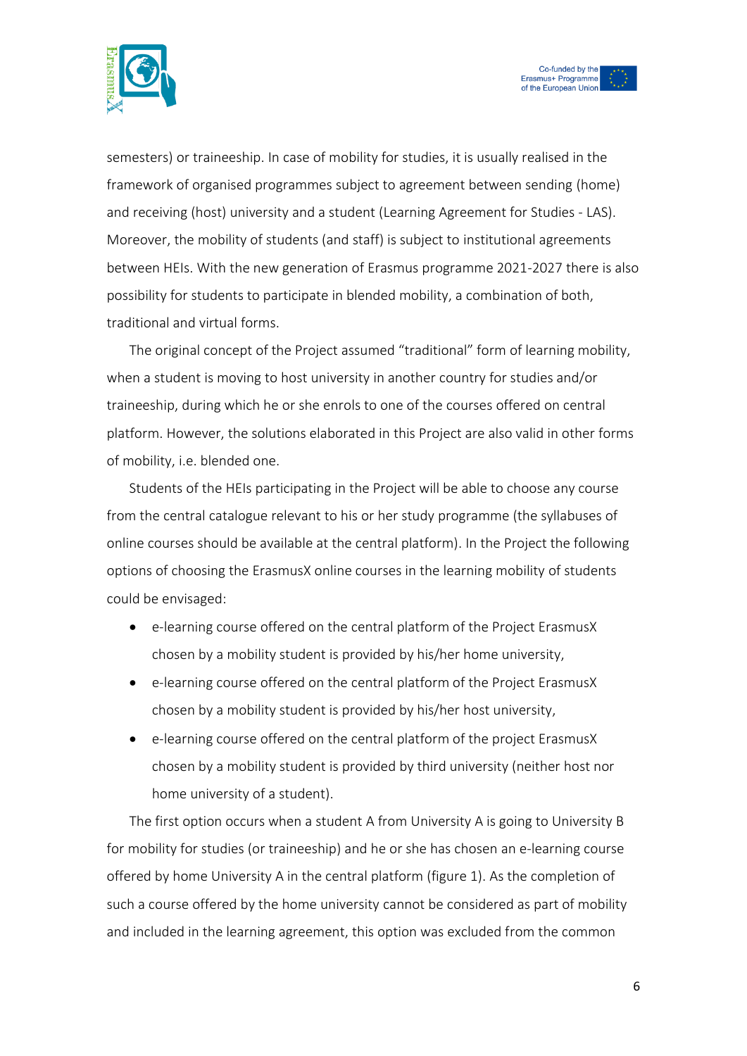semesters) or traineeship. In case of mobility for studies, it is usually realised in the framework of organised programmes subject to agreement between sending (home) and receiving (host) university and a student (Learning Agreement for Studies - LAS). Moreover, the mobility of students (and staff) is subject to institutional agreements between HEIs. With the new generation of Erasmus programme 2021-2027 there is also possibility for students to participate in blended mobility, a combination of both, traditional and virtual forms.

The original concept of the Project assumed "traditional" form of learning mobility, when a student is moving to host university in another country for studies and/or traineeship, during which he or she enrols to one of the courses offered on central platform. However, the solutions elaborated in this Project are also valid in other forms of mobility, i.e. blended one.

Students of the HEIs participating in the Project will be able to choose any course from the central catalogue relevant to his or her study programme (the syllabuses of online courses should be available at the central platform). In the Project the following options of choosing the ErasmusX online courses in the learning mobility of students could be envisaged:

- e-learning course offered on the central platform of the Project ErasmusX chosen by a mobility student is provided by his/her home university,
- e-learning course offered on the central platform of the Project ErasmusX chosen by a mobility student is provided by his/her host university,
- e-learning course offered on the central platform of the project ErasmusX chosen by a mobility student is provided by third university (neither host nor home university of a student).

The first option occurs when a student A from University A is going to University B for mobility for studies (or traineeship) and he or she has chosen an e-learning course offered by home University A in the central platform (figure 1). As the completion of such a course offered by the home university cannot be considered as part of mobility and included in the learning agreement, this option was excluded from the common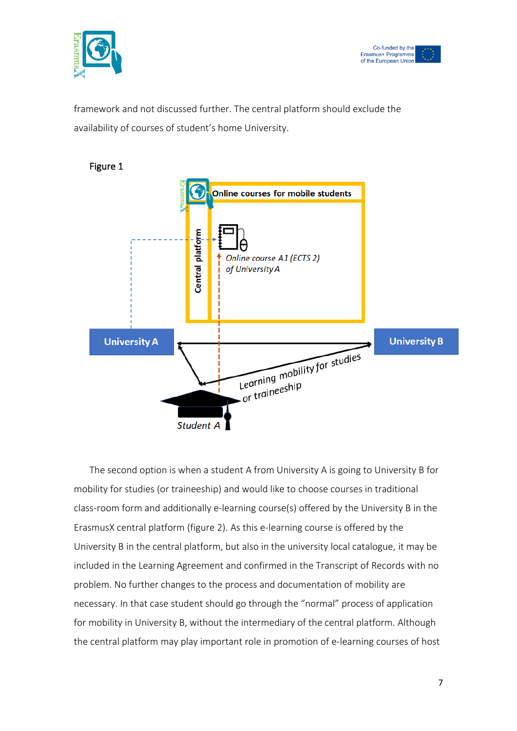framework and not discussed further. The central platform should exclude the availability of courses of student's home University.

Figure 1

The second option is when a student A from University A is going to University B for mobility for studies (or traineeship) and would like to choose courses in traditional class-room form and additionally e-learning course(s) offered by the University B in the ErasmusX central platform (figure 2). As this e-learning course is offered by the University B in the central platform, but also in the university local catalogue, it may be included in the Learning Agreement and confirmed in the Transcript of Records with no problem. No further changes to the process and documentation of mobility are necessary. In that case student should go through the "normal" process of application for mobility in University B, without the intermediary of the central platform. Although the central platform may play important role in promotion of e-learning courses of host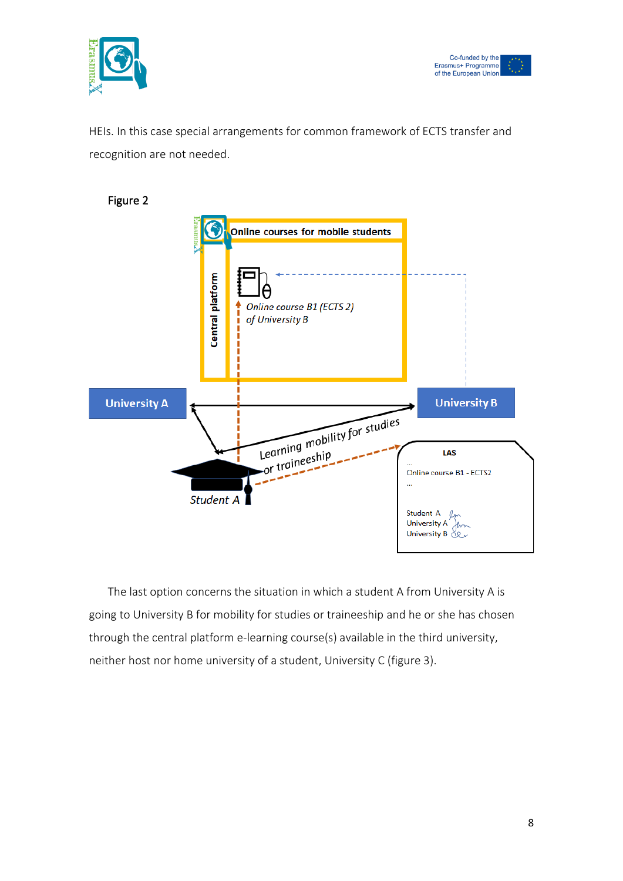HEIs. In this case special arrangements for common framework of ECTS transfer and recognition are not needed.

Figure 2

The last option concerns the situation in which a student A from University A is going to University B for mobility for studies or traineeship and he or she has chosen through the central platform e-learning course(s) available in the third university, neither host nor home university of a student, University C (figure 3).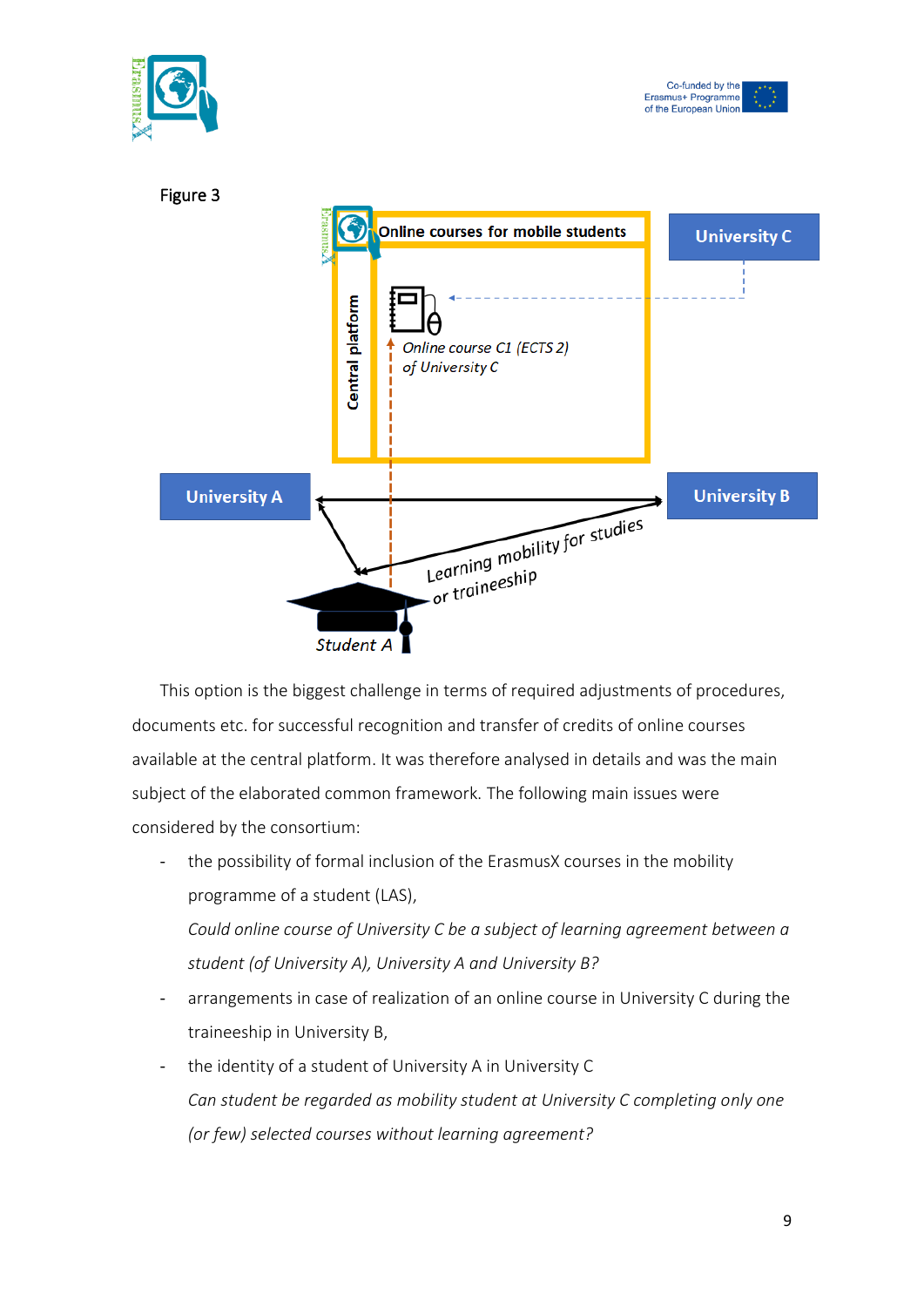Figure 3

This option is the biggest challenge in terms of required adjustments of procedures, documents etc. for successful recognition and transfer of credits of online courses available at the central platform. It was therefore analysed in details and was the main subject of the elaborated common framework. The following main issues were considered by the consortium:

- the possibility of formal inclusion of the ErasmusX courses in the mobility programme of a student (LAS),
  *Could online course of University C be a subject of learning agreement between a student (of University A), University A and University B?*
- arrangements in case of realization of an online course in University C during the traineeship in University B,
- the identity of a student of University A in University C
  *Can student be regarded as mobility student at University C completing only one (or few) selected courses without learning agreement?*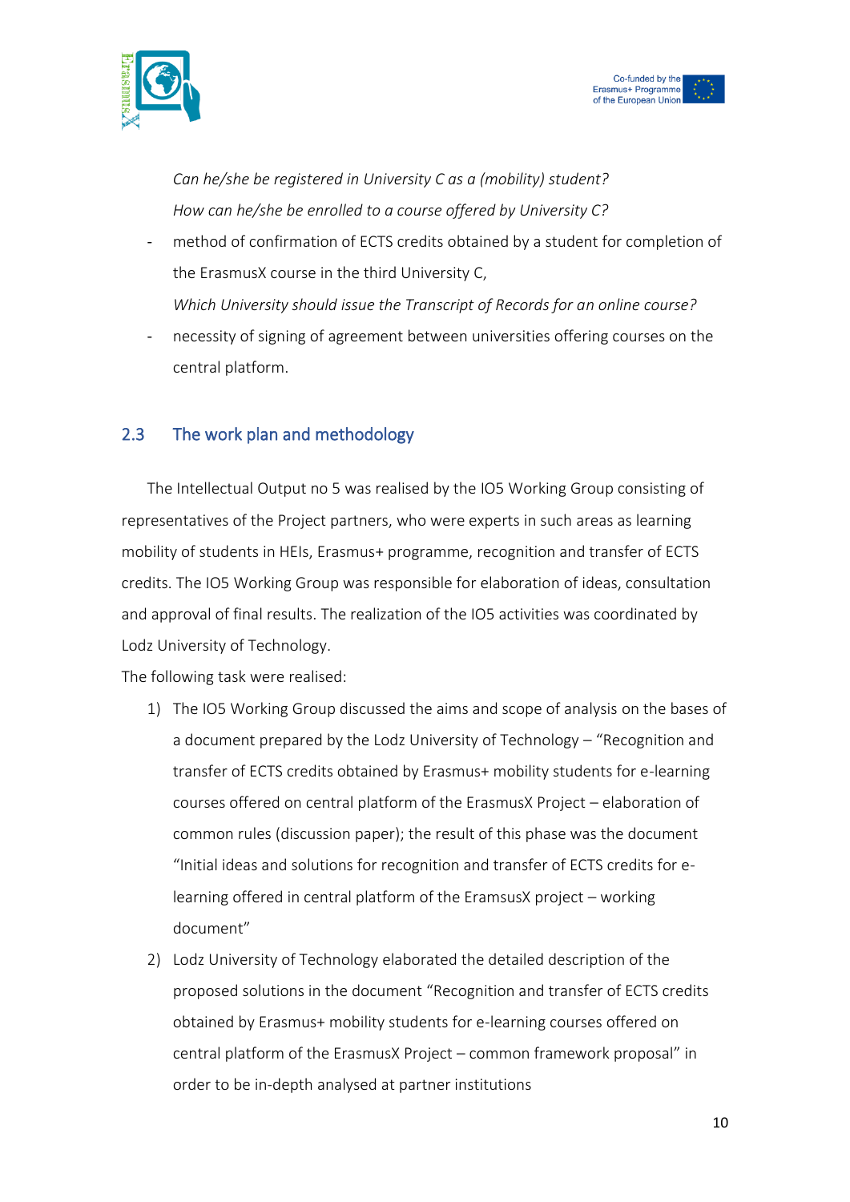*Can he/she be registered in University C as a (mobility) student?*
*How can he/she be enrolled to a course offered by University C?*

- method of confirmation of ECTS credits obtained by a student for completion of the ErasmusX course in the third University C,
  *Which University should issue the Transcript of Records for an online course?*
- necessity of signing of agreement between universities offering courses on the central platform.

## 2.3 The work plan and methodology

The Intellectual Output no 5 was realised by the IO5 Working Group consisting of representatives of the Project partners, who were experts in such areas as learning mobility of students in HEIs, Erasmus+ programme, recognition and transfer of ECTS credits. The IO5 Working Group was responsible for elaboration of ideas, consultation and approval of final results. The realization of the IO5 activities was coordinated by Lodz University of Technology.

The following task were realised:

1) The IO5 Working Group discussed the aims and scope of analysis on the bases of a document prepared by the Lodz University of Technology – "Recognition and transfer of ECTS credits obtained by Erasmus+ mobility students for e-learning courses offered on central platform of the ErasmusX Project – elaboration of common rules (discussion paper); the result of this phase was the document "Initial ideas and solutions for recognition and transfer of ECTS credits for e-learning offered in central platform of the EramsusX project – working document"
2) Lodz University of Technology elaborated the detailed description of the proposed solutions in the document "Recognition and transfer of ECTS credits obtained by Erasmus+ mobility students for e-learning courses offered on central platform of the ErasmusX Project – common framework proposal" in order to be in-depth analysed at partner institutions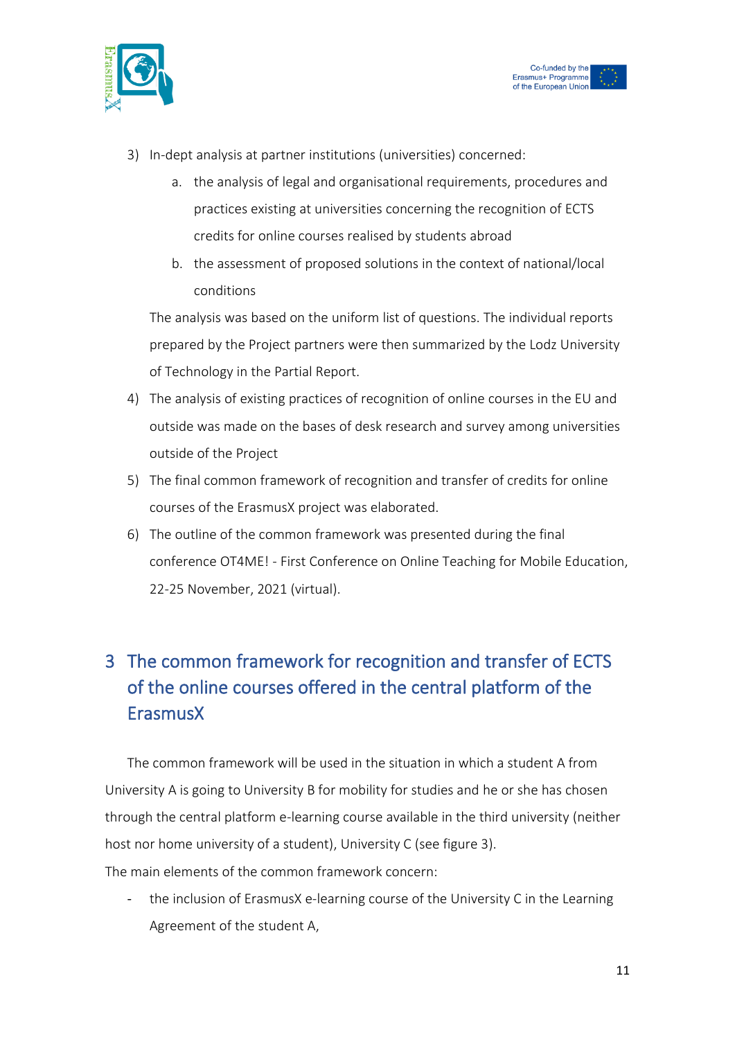3) In-dept analysis at partner institutions (universities) concerned:
    a. the analysis of legal and organisational requirements, procedures and practices existing at universities concerning the recognition of ECTS credits for online courses realised by students abroad
    b. the assessment of proposed solutions in the context of national/local conditions

   The analysis was based on the uniform list of questions. The individual reports prepared by the Project partners were then summarized by the Lodz University of Technology in the Partial Report.
4) The analysis of existing practices of recognition of online courses in the EU and outside was made on the bases of desk research and survey among universities outside of the Project
5) The final common framework of recognition and transfer of credits for online courses of the ErasmusX project was elaborated.
6) The outline of the common framework was presented during the final conference OT4ME! - First Conference on Online Teaching for Mobile Education, 22-25 November, 2021 (virtual).

# 3 The common framework for recognition and transfer of ECTS of the online courses offered in the central platform of the ErasmusX

The common framework will be used in the situation in which a student A from University A is going to University B for mobility for studies and he or she has chosen through the central platform e-learning course available in the third university (neither host nor home university of a student), University C (see figure 3).

The main elements of the common framework concern:

- the inclusion of ErasmusX e-learning course of the University C in the Learning Agreement of the student A,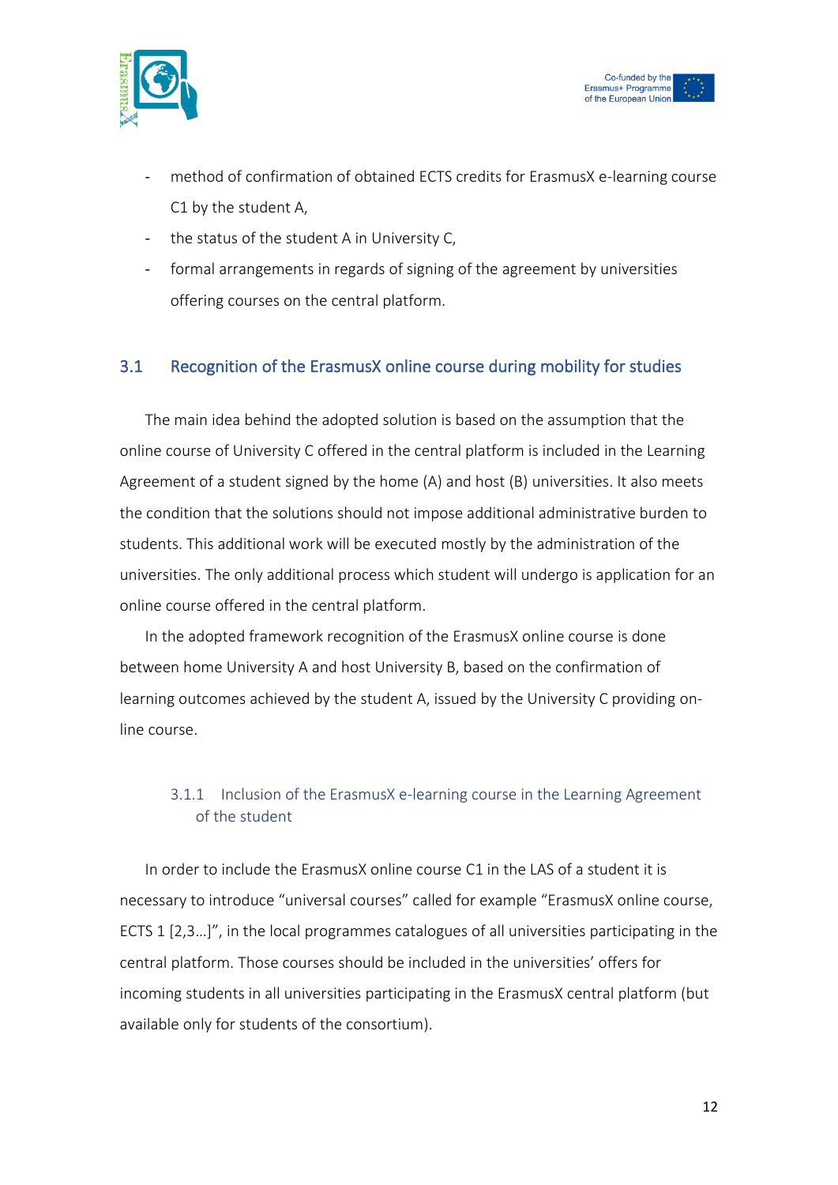- method of confirmation of obtained ECTS credits for ErasmusX e-learning course C1 by the student A,
- the status of the student A in University C,
- formal arrangements in regards of signing of the agreement by universities offering courses on the central platform.

## 3.1 Recognition of the ErasmusX online course during mobility for studies

The main idea behind the adopted solution is based on the assumption that the online course of University C offered in the central platform is included in the Learning Agreement of a student signed by the home (A) and host (B) universities. It also meets the condition that the solutions should not impose additional administrative burden to students. This additional work will be executed mostly by the administration of the universities. The only additional process which student will undergo is application for an online course offered in the central platform.

In the adopted framework recognition of the ErasmusX online course is done between home University A and host University B, based on the confirmation of learning outcomes achieved by the student A, issued by the University C providing on-line course.

### 3.1.1 Inclusion of the ErasmusX e-learning course in the Learning Agreement of the student

In order to include the ErasmusX online course C1 in the LAS of a student it is necessary to introduce "universal courses" called for example "ErasmusX online course, ECTS 1 [2,3…]", in the local programmes catalogues of all universities participating in the central platform. Those courses should be included in the universities' offers for incoming students in all universities participating in the ErasmusX central platform (but available only for students of the consortium).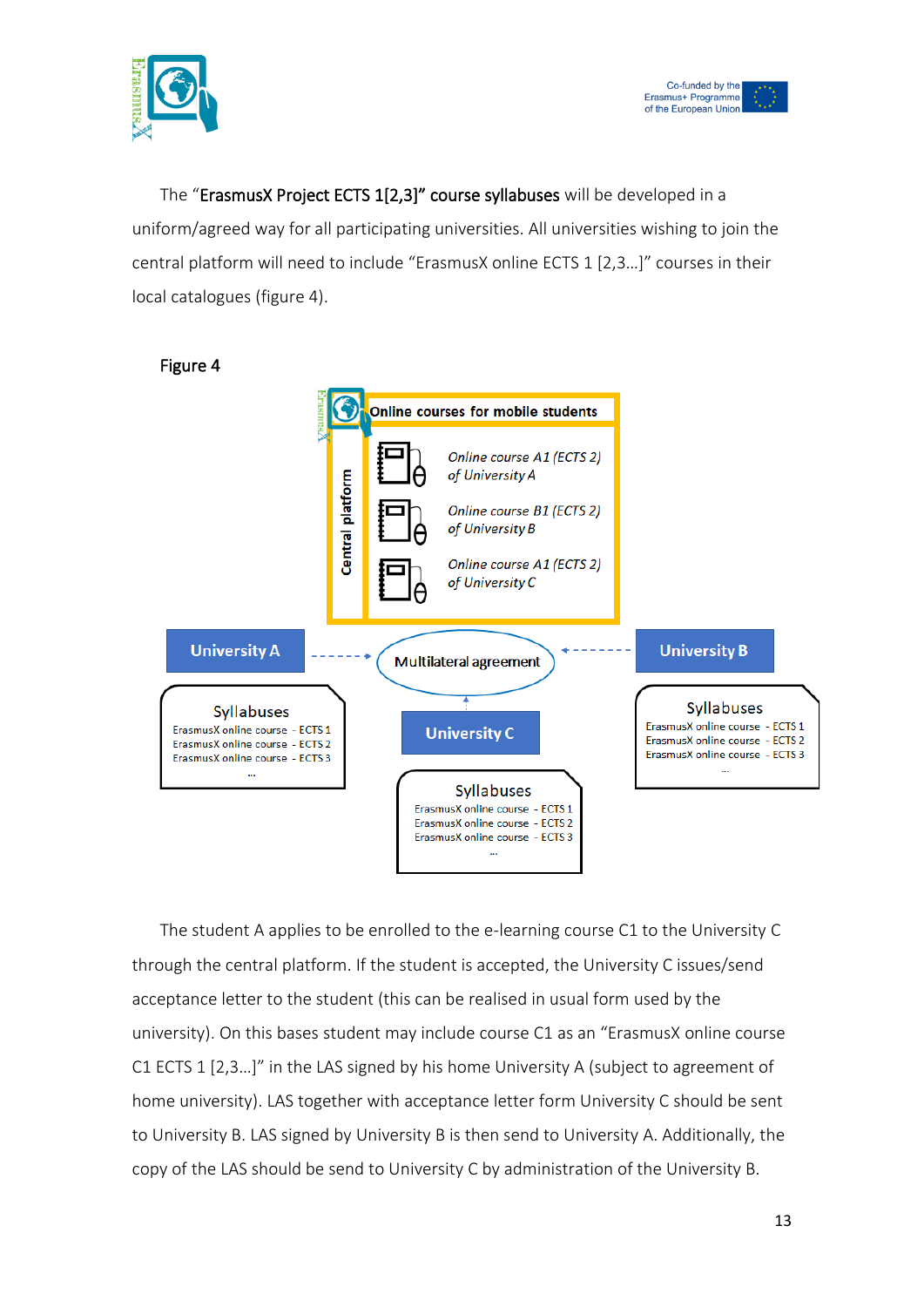The "**ErasmusX Project ECTS 1[2,3]" course syllabuses** will be developed in a uniform/agreed way for all participating universities. All universities wishing to join the central platform will need to include "ErasmusX online ECTS 1 [2,3...]" courses in their local catalogues (figure 4).

Figure 4

Online courses for mobile students

Central platform

*Online course A1 (ECTS 2) of University A*

*Online course B1 (ECTS 2) of University B*

*Online course A1 (ECTS 2) of University C*

University A

Syllabuses
ErasmusX online course - ECTS 1
ErasmusX online course - ECTS 2
ErasmusX online course - ECTS 3
...

Multilateral agreement

University B

Syllabuses
ErasmusX online course - ECTS 1
ErasmusX online course - ECTS 2
ErasmusX online course - ECTS 3
...

University C

Syllabuses
ErasmusX online course - ECTS 1
ErasmusX online course - ECTS 2
ErasmusX online course - ECTS 3
...

The student A applies to be enrolled to the e-learning course C1 to the University C through the central platform. If the student is accepted, the University C issues/send acceptance letter to the student (this can be realised in usual form used by the university). On this bases student may include course C1 as an "ErasmusX online course C1 ECTS 1 [2,3...]" in the LAS signed by his home University A (subject to agreement of home university). LAS together with acceptance letter form University C should be sent to University B. LAS signed by University B is then send to University A. Additionally, the copy of the LAS should be send to University C by administration of the University B.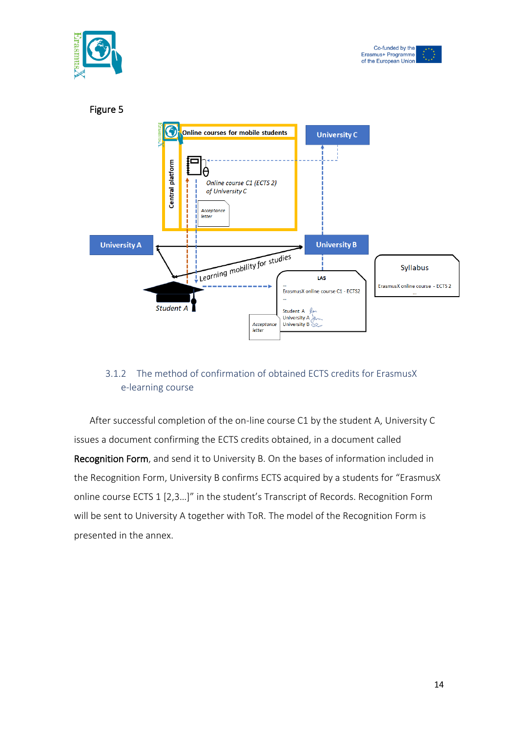Figure 5

### 3.1.2 The method of confirmation of obtained ECTS credits for ErasmusX e-learning course

After successful completion of the on-line course C1 by the student A, University C issues a document confirming the ECTS credits obtained, in a document called **Recognition Form**, and send it to University B. On the bases of information included in the Recognition Form, University B confirms ECTS acquired by a students for "ErasmusX online course ECTS 1 [2,3...]" in the student's Transcript of Records. Recognition Form will be sent to University A together with ToR. The model of the Recognition Form is presented in the annex.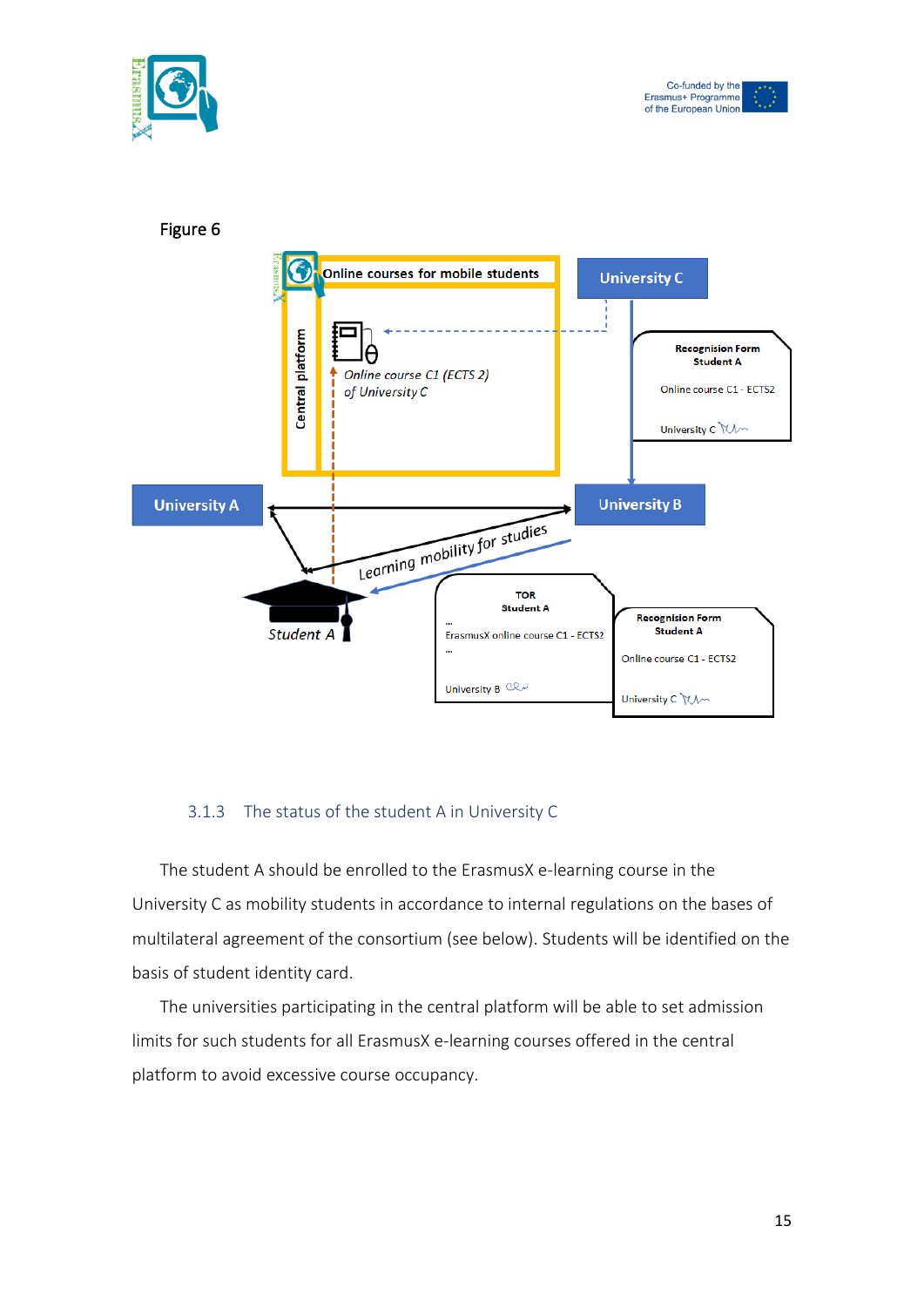Figure 6

Online courses for mobile students

Central platform

*Online course C1 (ECTS 2) of University C*

University C

Recognision Form
Student A

Online course C1 - ECTS2

University C

University A

University B

*Learning mobility for studies*

*Student A*

TOR
Student A

...
ErasmusX online course C1 - ECTS2
...

University B

Recognision Form
Student A

Online course C1 - ECTS2

University C

### 3.1.3 The status of the student A in University C

The student A should be enrolled to the ErasmusX e-learning course in the University C as mobility students in accordance to internal regulations on the bases of multilateral agreement of the consortium (see below). Students will be identified on the basis of student identity card.

The universities participating in the central platform will be able to set admission limits for such students for all ErasmusX e-learning courses offered in the central platform to avoid excessive course occupancy.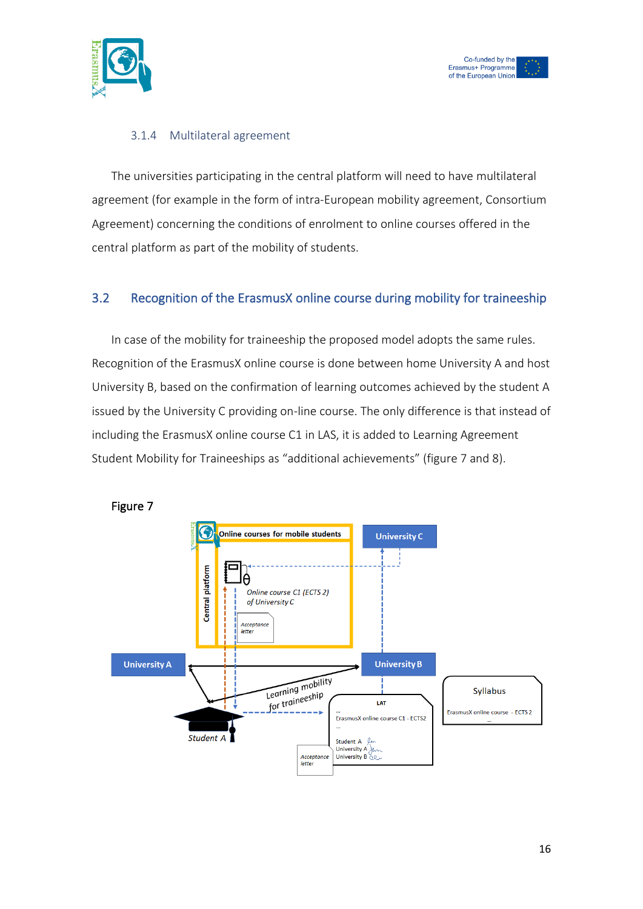### 3.1.4 Multilateral agreement

The universities participating in the central platform will need to have multilateral agreement (for example in the form of intra-European mobility agreement, Consortium Agreement) concerning the conditions of enrolment to online courses offered in the central platform as part of the mobility of students.

## 3.2 Recognition of the ErasmusX online course during mobility for traineeship

In case of the mobility for traineeship the proposed model adopts the same rules. Recognition of the ErasmusX online course is done between home University A and host University B, based on the confirmation of learning outcomes achieved by the student A issued by the University C providing on-line course. The only difference is that instead of including the ErasmusX online course C1 in LAS, it is added to Learning Agreement Student Mobility for Traineeships as "additional achievements" (figure 7 and 8).

Figure 7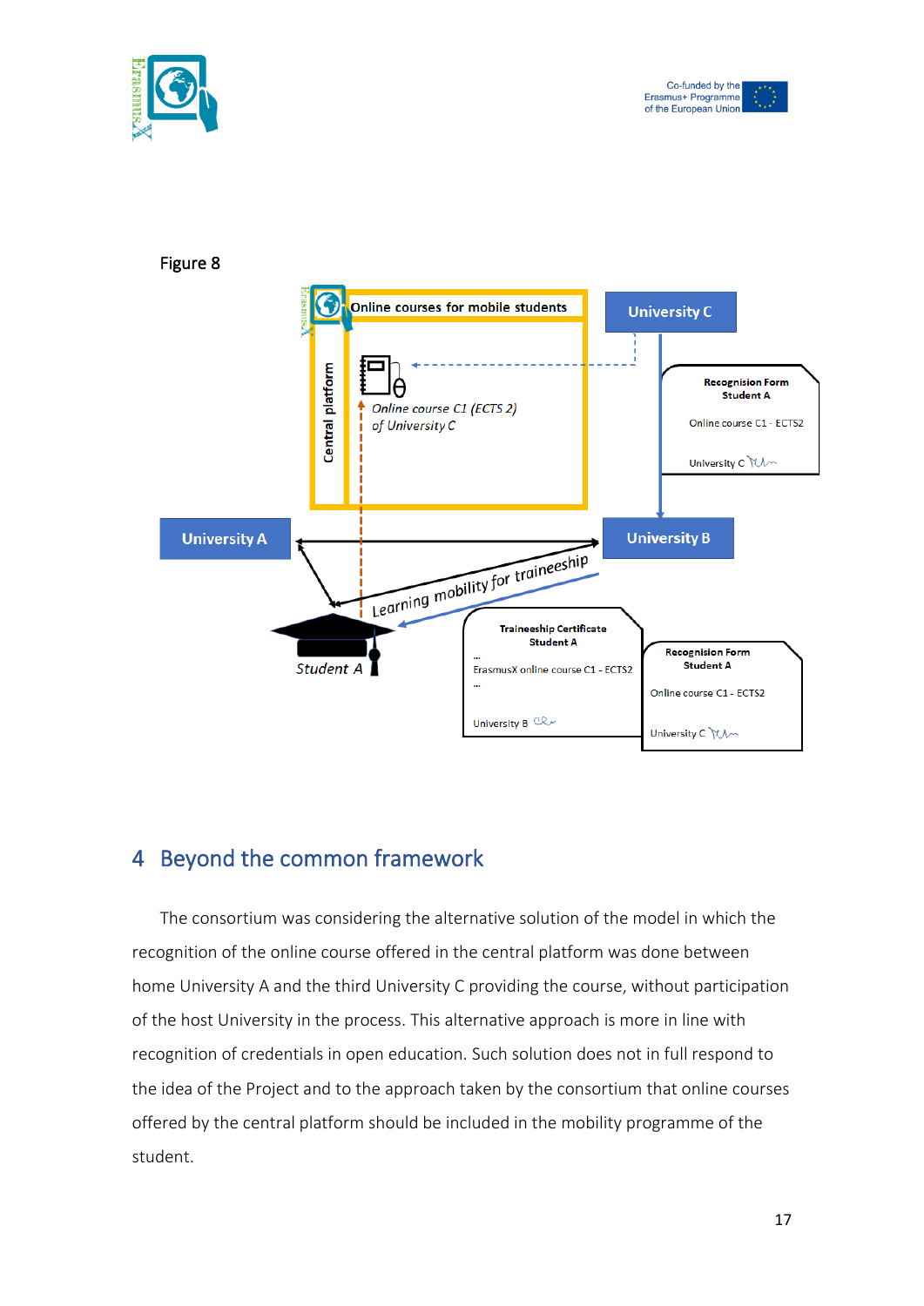Figure 8

## 4 Beyond the common framework

The consortium was considering the alternative solution of the model in which the recognition of the online course offered in the central platform was done between home University A and the third University C providing the course, without participation of the host University in the process. This alternative approach is more in line with recognition of credentials in open education. Such solution does not in full respond to the idea of the Project and to the approach taken by the consortium that online courses offered by the central platform should be included in the mobility programme of the student.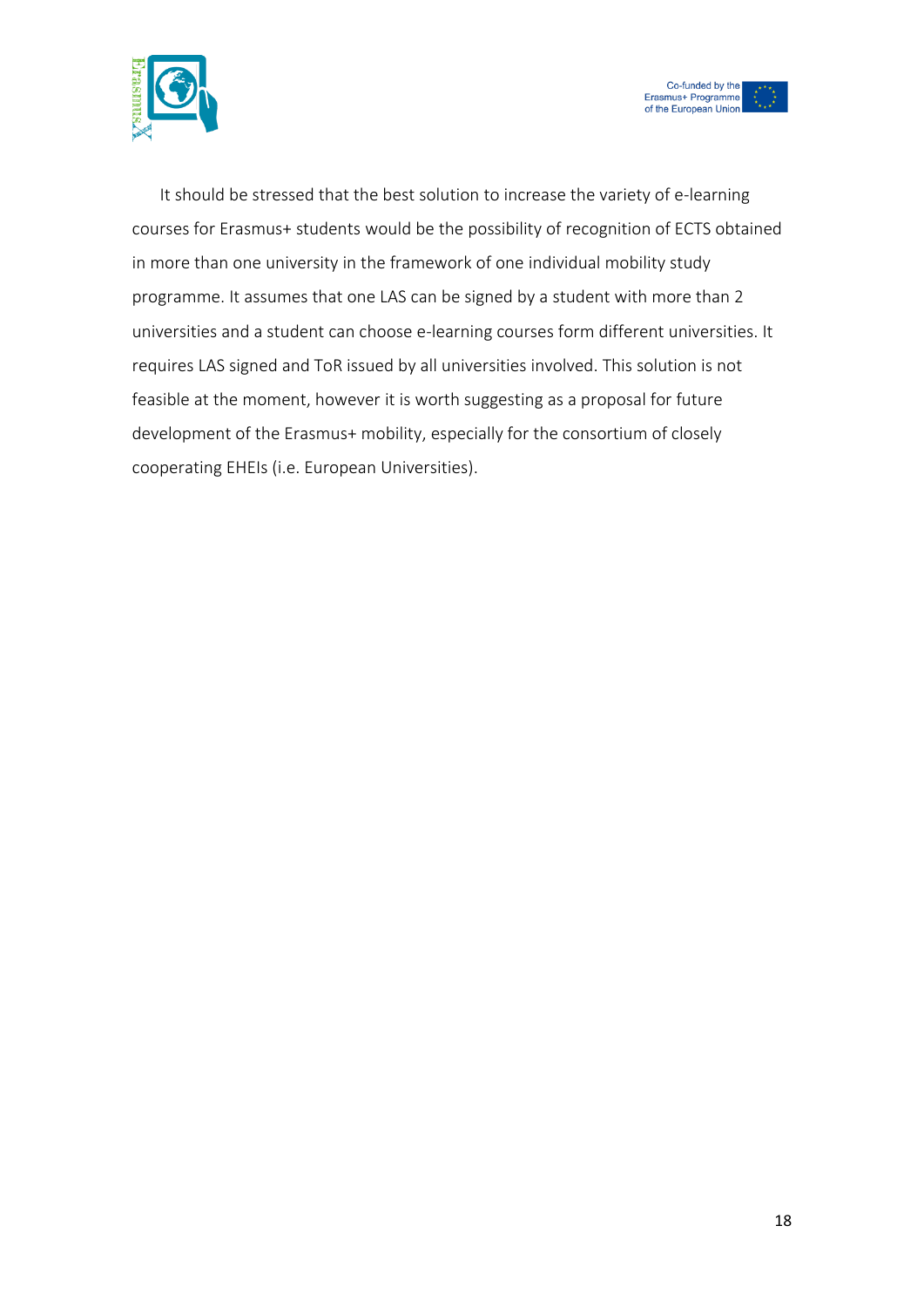It should be stressed that the best solution to increase the variety of e-learning courses for Erasmus+ students would be the possibility of recognition of ECTS obtained in more than one university in the framework of one individual mobility study programme. It assumes that one LAS can be signed by a student with more than 2 universities and a student can choose e-learning courses form different universities. It requires LAS signed and ToR issued by all universities involved. This solution is not feasible at the moment, however it is worth suggesting as a proposal for future development of the Erasmus+ mobility, especially for the consortium of closely cooperating EHEIs (i.e. European Universities).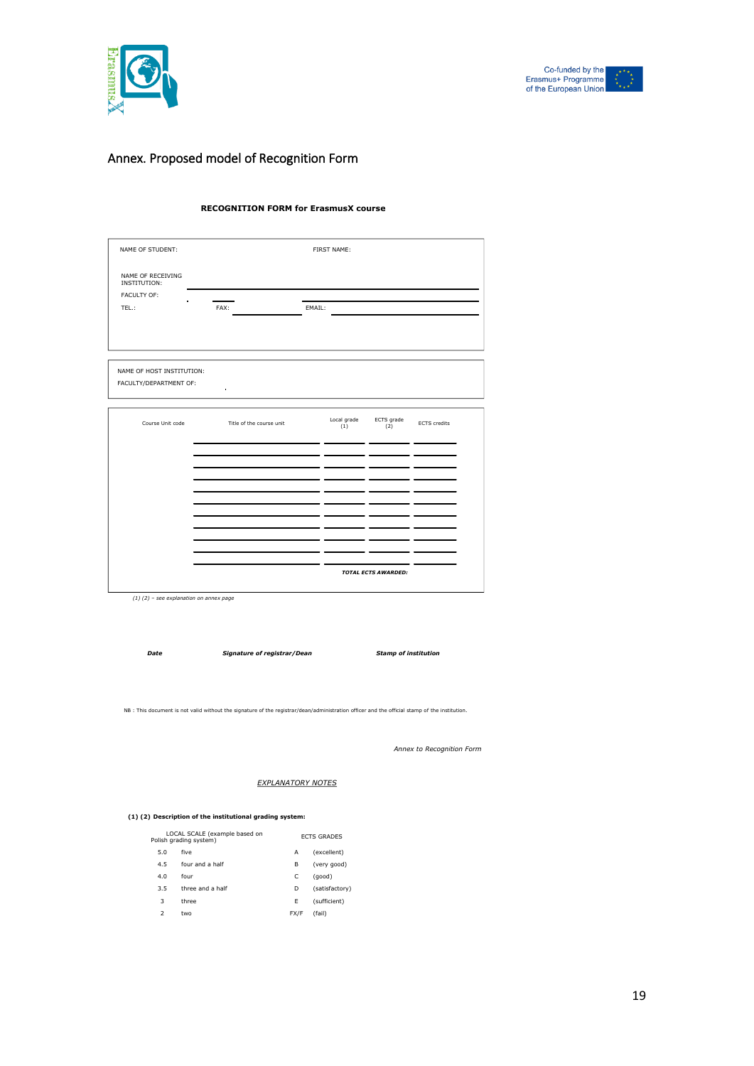## Annex. Proposed model of Recognition Form

**RECOGNITION FORM for ErasmusX course**

NAME OF STUDENT: FIRST NAME:

NAME OF RECEIVING INSTITUTION:

FACULTY OF:

TEL.: FAX: EMAIL:

NAME OF HOST INSTITUTION:

FACULTY/DEPARTMENT OF:

| Course Unit code | Title of the course unit | Local grade (1) | ECTS grade (2) | ECTS credits |
|---|---|---|---|---|
| | | | | |
| | | | | |
| | | | | |
| | | | | |
| | | | | |
| | | | | |
| | | | | |
| | | | | |
| | | | | |
| | | | | |
| | | ***TOTAL ECTS AWARDED:*** | | |

*(1) (2) – see explanation on annex page*

***Date*** ***Signature of registrar/Dean*** ***Stamp of institution***

NB : This document is not valid without the signature of the registrar/dean/administration officer and the official stamp of the institution.

*Annex to Recognition Form*

*EXPLANATORY NOTES*

**(1) (2) Description of the institutional grading system:**

| LOCAL SCALE (example based on Polish grading system) | | ECTS GRADES | |
|---|---|---|---|
| 5.0 | five | A | (excellent) |
| 4.5 | four and a half | B | (very good) |
| 4.0 | four | C | (good) |
| 3.5 | three and a half | D | (satisfactory) |
| 3 | three | E | (sufficient) |
| 2 | two | FX/F | (fail) |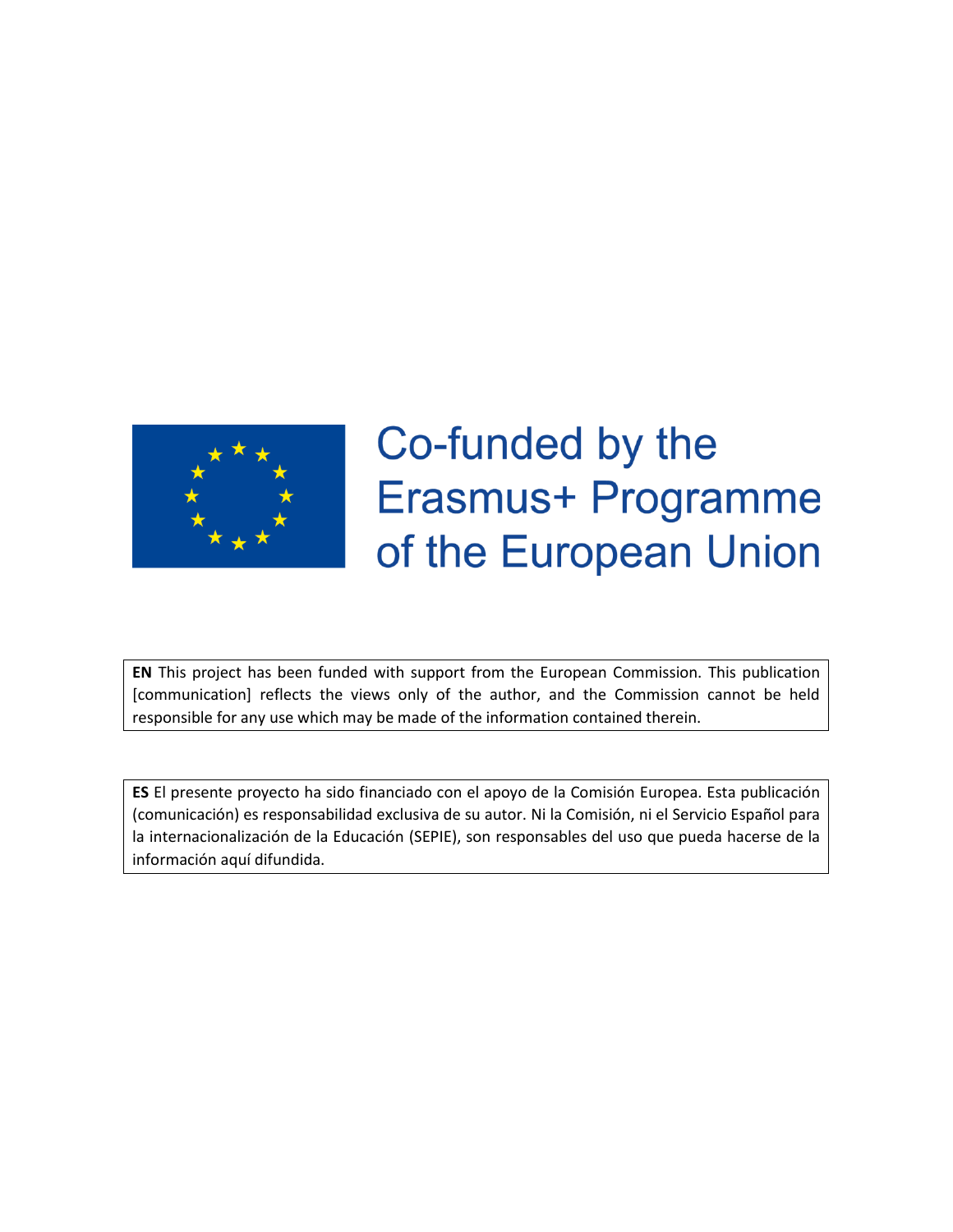Co-funded by the Erasmus+ Programme of the European Union

**EN** This project has been funded with support from the European Commission. This publication [communication] reflects the views only of the author, and the Commission cannot be held responsible for any use which may be made of the information contained therein.

**ES** El presente proyecto ha sido financiado con el apoyo de la Comisión Europea. Esta publicación (comunicación) es responsabilidad exclusiva de su autor. Ni la Comisión, ni el Servicio Español para la internacionalización de la Educación (SEPIE), son responsables del uso que pueda hacerse de la información aquí difundida.